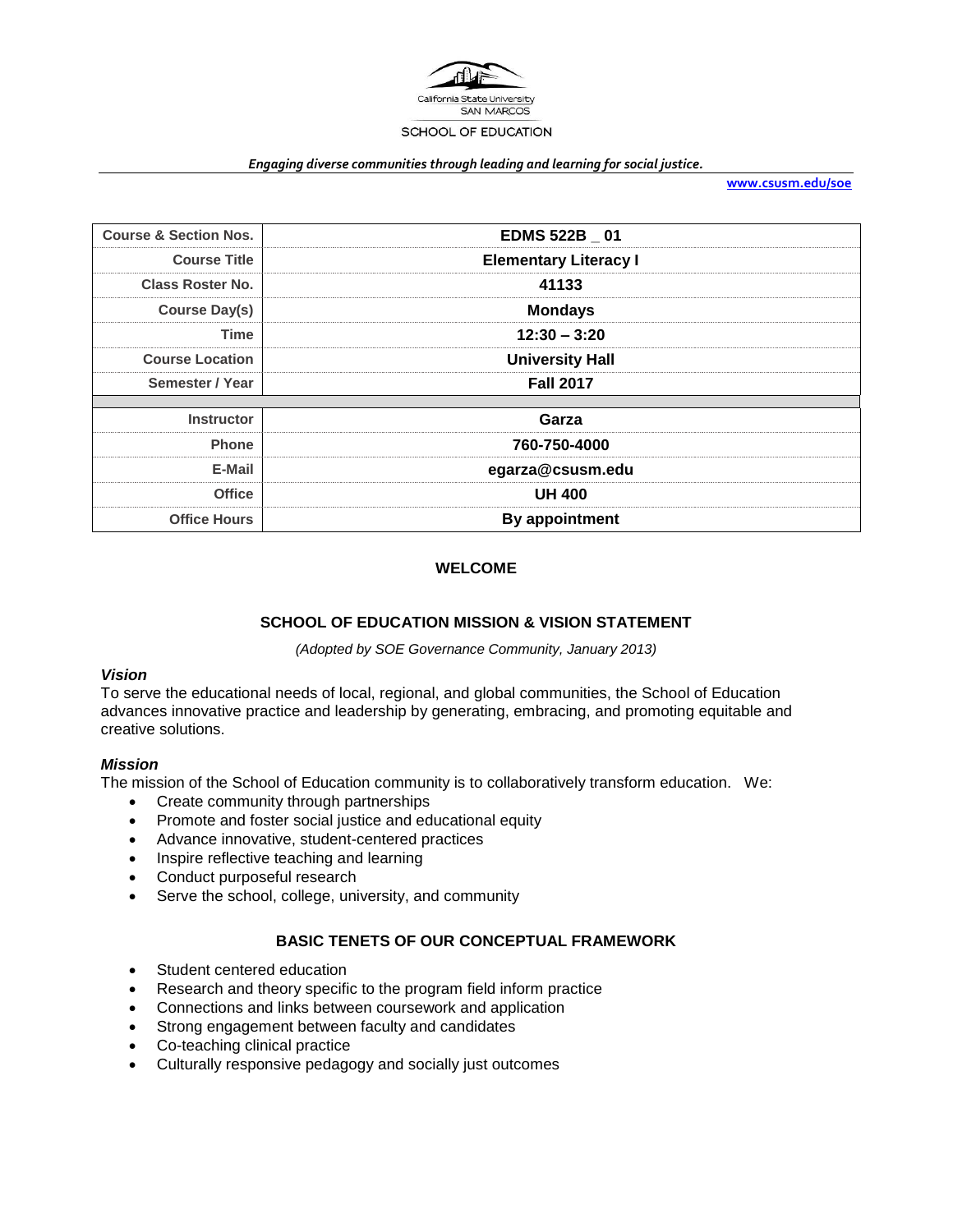California State University
SAN MARCOS
SCHOOL OF EDUCATION

*Engaging diverse communities through leading and learning for social justice.*

www.csusm.edu/soe

| | |
|---|---|
| **Course & Section Nos.** | **EDMS 522B _ 01** |
| **Course Title** | **Elementary Literacy I** |
| **Class Roster No.** | **41133** |
| **Course Day(s)** | **Mondays** |
| **Time** | **12:30 – 3:20** |
| **Course Location** | **University Hall** |
| **Semester / Year** | **Fall 2017** |
| | |
| **Instructor** | **Garza** |
| **Phone** | **760-750-4000** |
| **E-Mail** | **egarza@csusm.edu** |
| **Office** | **UH 400** |
| **Office Hours** | **By appointment** |

## WELCOME

## SCHOOL OF EDUCATION MISSION & VISION STATEMENT

*(Adopted by SOE Governance Community, January 2013)*

### *Vision*

To serve the educational needs of local, regional, and global communities, the School of Education advances innovative practice and leadership by generating, embracing, and promoting equitable and creative solutions.

### *Mission*

The mission of the School of Education community is to collaboratively transform education. We:

- Create community through partnerships
- Promote and foster social justice and educational equity
- Advance innovative, student-centered practices
- Inspire reflective teaching and learning
- Conduct purposeful research
- Serve the school, college, university, and community

## BASIC TENETS OF OUR CONCEPTUAL FRAMEWORK

- Student centered education
- Research and theory specific to the program field inform practice
- Connections and links between coursework and application
- Strong engagement between faculty and candidates
- Co-teaching clinical practice
- Culturally responsive pedagogy and socially just outcomes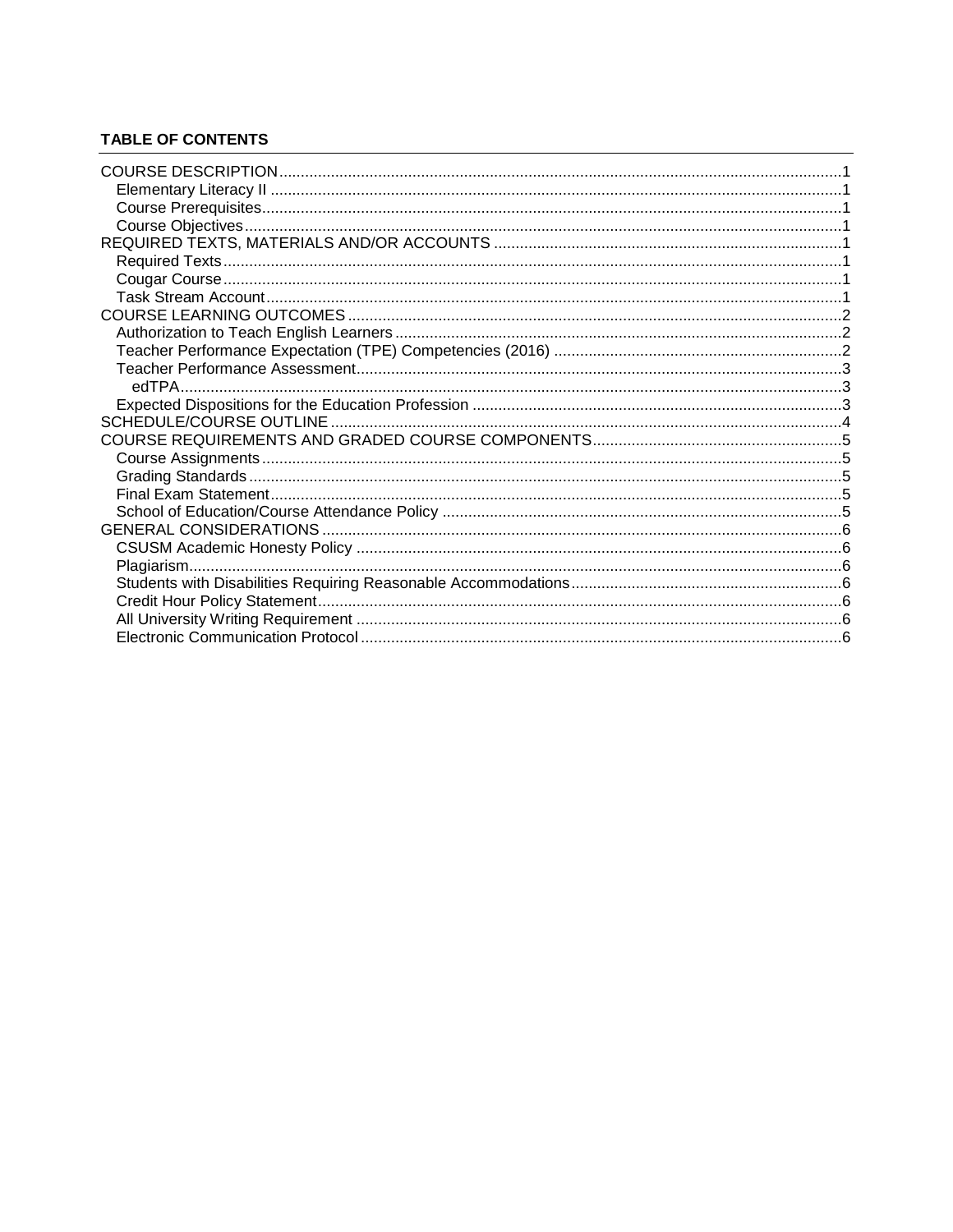## TABLE OF CONTENTS

- COURSE DESCRIPTION ..... 1
  - Elementary Literacy II ..... 1
  - Course Prerequisites ..... 1
  - Course Objectives ..... 1
- REQUIRED TEXTS, MATERIALS AND/OR ACCOUNTS ..... 1
  - Required Texts ..... 1
  - Cougar Course ..... 1
  - Task Stream Account ..... 1
- COURSE LEARNING OUTCOMES ..... 2
  - Authorization to Teach English Learners ..... 2
  - Teacher Performance Expectation (TPE) Competencies (2016) ..... 2
  - Teacher Performance Assessment ..... 3
    - edTPA ..... 3
  - Expected Dispositions for the Education Profession ..... 3
- SCHEDULE/COURSE OUTLINE ..... 4
- COURSE REQUIREMENTS AND GRADED COURSE COMPONENTS ..... 5
  - Course Assignments ..... 5
  - Grading Standards ..... 5
  - Final Exam Statement ..... 5
  - School of Education/Course Attendance Policy ..... 5
- GENERAL CONSIDERATIONS ..... 6
  - CSUSM Academic Honesty Policy ..... 6
  - Plagiarism ..... 6
  - Students with Disabilities Requiring Reasonable Accommodations ..... 6
  - Credit Hour Policy Statement ..... 6
  - All University Writing Requirement ..... 6
  - Electronic Communication Protocol ..... 6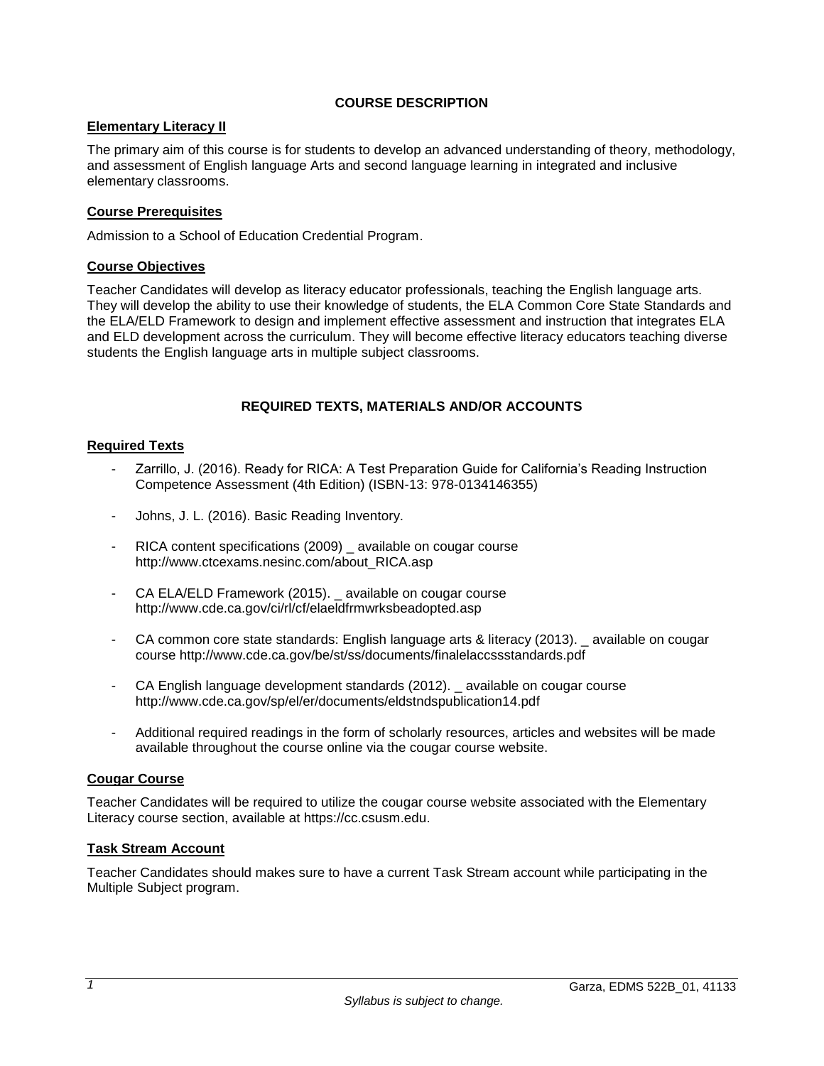## COURSE DESCRIPTION

### Elementary Literacy II

The primary aim of this course is for students to develop an advanced understanding of theory, methodology, and assessment of English language Arts and second language learning in integrated and inclusive elementary classrooms.

### Course Prerequisites

Admission to a School of Education Credential Program.

### Course Objectives

Teacher Candidates will develop as literacy educator professionals, teaching the English language arts. They will develop the ability to use their knowledge of students, the ELA Common Core State Standards and the ELA/ELD Framework to design and implement effective assessment and instruction that integrates ELA and ELD development across the curriculum. They will become effective literacy educators teaching diverse students the English language arts in multiple subject classrooms.

## REQUIRED TEXTS, MATERIALS AND/OR ACCOUNTS

### Required Texts

- Zarrillo, J. (2016). Ready for RICA: A Test Preparation Guide for California's Reading Instruction Competence Assessment (4th Edition) (ISBN-13: 978-0134146355)
- Johns, J. L. (2016). Basic Reading Inventory.
- RICA content specifications (2009) _ available on cougar course http://www.ctcexams.nesinc.com/about_RICA.asp
- CA ELA/ELD Framework (2015). _ available on cougar course http://www.cde.ca.gov/ci/rl/cf/elaeldfrmwrksbeadopted.asp
- CA common core state standards: English language arts & literacy (2013). _ available on cougar course http://www.cde.ca.gov/be/st/ss/documents/finalelaccssstandards.pdf
- CA English language development standards (2012). _ available on cougar course http://www.cde.ca.gov/sp/el/er/documents/eldstndspublication14.pdf
- Additional required readings in the form of scholarly resources, articles and websites will be made available throughout the course online via the cougar course website.

### Cougar Course

Teacher Candidates will be required to utilize the cougar course website associated with the Elementary Literacy course section, available at https://cc.csusm.edu.

### Task Stream Account

Teacher Candidates should makes sure to have a current Task Stream account while participating in the Multiple Subject program.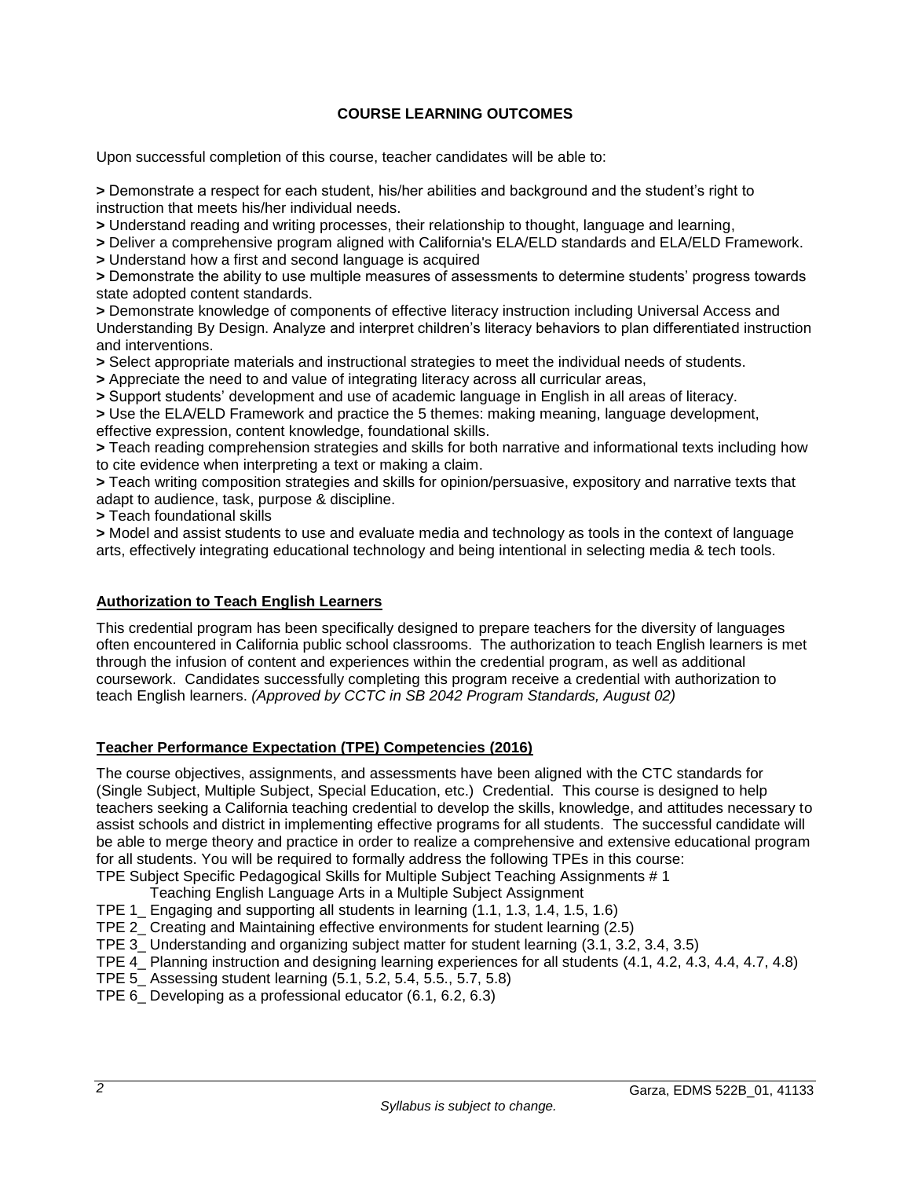## COURSE LEARNING OUTCOMES

Upon successful completion of this course, teacher candidates will be able to:

**>** Demonstrate a respect for each student, his/her abilities and background and the student's right to instruction that meets his/her individual needs.
**>** Understand reading and writing processes, their relationship to thought, language and learning,
**>** Deliver a comprehensive program aligned with California's ELA/ELD standards and ELA/ELD Framework.
**>** Understand how a first and second language is acquired
**>** Demonstrate the ability to use multiple measures of assessments to determine students' progress towards state adopted content standards.
**>** Demonstrate knowledge of components of effective literacy instruction including Universal Access and Understanding By Design. Analyze and interpret children's literacy behaviors to plan differentiated instruction and interventions.
**>** Select appropriate materials and instructional strategies to meet the individual needs of students.
**>** Appreciate the need to and value of integrating literacy across all curricular areas,
**>** Support students' development and use of academic language in English in all areas of literacy.
**>** Use the ELA/ELD Framework and practice the 5 themes: making meaning, language development, effective expression, content knowledge, foundational skills.
**>** Teach reading comprehension strategies and skills for both narrative and informational texts including how to cite evidence when interpreting a text or making a claim.
**>** Teach writing composition strategies and skills for opinion/persuasive, expository and narrative texts that adapt to audience, task, purpose & discipline.
**>** Teach foundational skills
**>** Model and assist students to use and evaluate media and technology as tools in the context of language arts, effectively integrating educational technology and being intentional in selecting media & tech tools.

### Authorization to Teach English Learners

This credential program has been specifically designed to prepare teachers for the diversity of languages often encountered in California public school classrooms. The authorization to teach English learners is met through the infusion of content and experiences within the credential program, as well as additional coursework. Candidates successfully completing this program receive a credential with authorization to teach English learners. *(Approved by CCTC in SB 2042 Program Standards, August 02)*

### Teacher Performance Expectation (TPE) Competencies (2016)

The course objectives, assignments, and assessments have been aligned with the CTC standards for (Single Subject, Multiple Subject, Special Education, etc.) Credential. This course is designed to help teachers seeking a California teaching credential to develop the skills, knowledge, and attitudes necessary to assist schools and district in implementing effective programs for all students. The successful candidate will be able to merge theory and practice in order to realize a comprehensive and extensive educational program for all students. You will be required to formally address the following TPEs in this course:

TPE Subject Specific Pedagogical Skills for Multiple Subject Teaching Assignments # 1
  Teaching English Language Arts in a Multiple Subject Assignment
TPE 1_ Engaging and supporting all students in learning (1.1, 1.3, 1.4, 1.5, 1.6)
TPE 2_ Creating and Maintaining effective environments for student learning (2.5)
TPE 3_ Understanding and organizing subject matter for student learning (3.1, 3.2, 3.4, 3.5)
TPE 4_ Planning instruction and designing learning experiences for all students (4.1, 4.2, 4.3, 4.4, 4.7, 4.8)
TPE 5_ Assessing student learning (5.1, 5.2, 5.4, 5.5., 5.7, 5.8)
TPE 6_ Developing as a professional educator (6.1, 6.2, 6.3)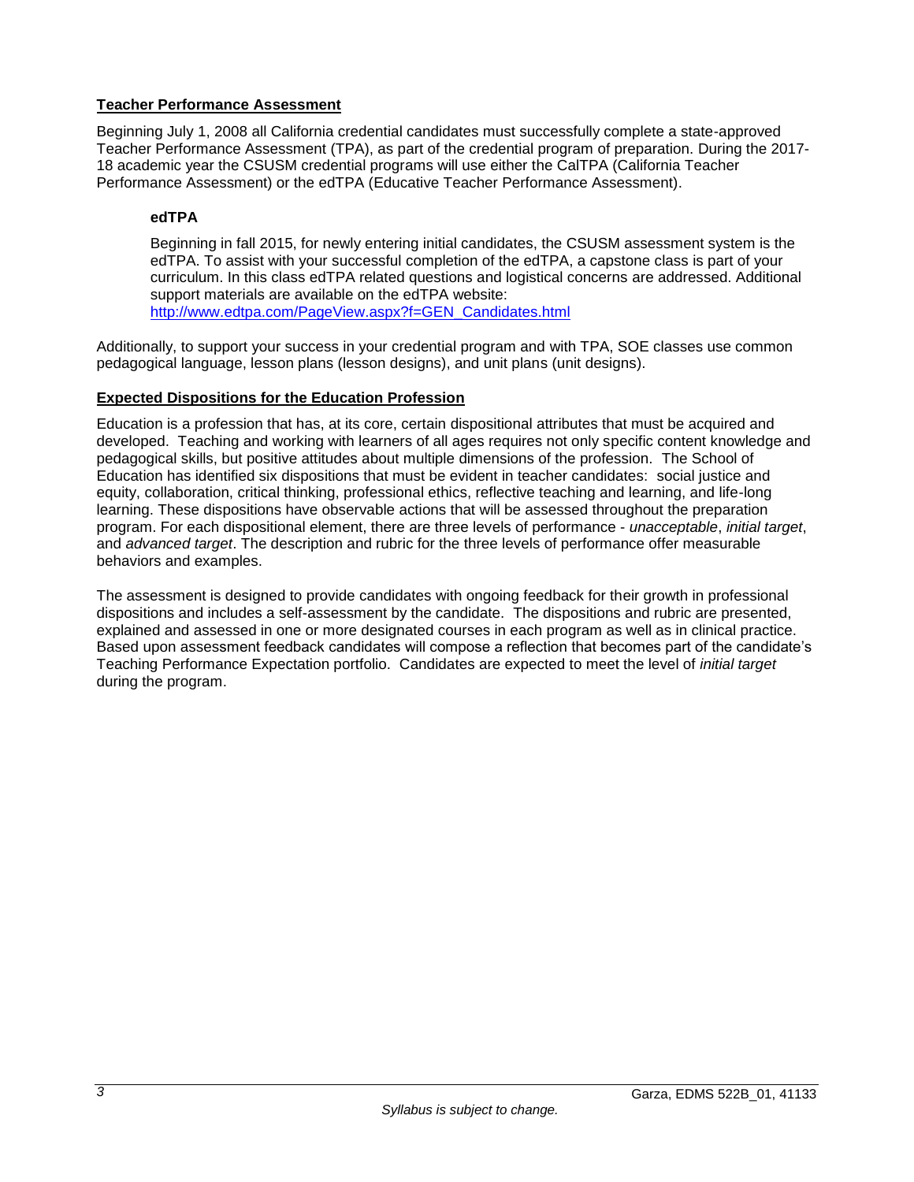## Teacher Performance Assessment

Beginning July 1, 2008 all California credential candidates must successfully complete a state-approved Teacher Performance Assessment (TPA), as part of the credential program of preparation. During the 2017-18 academic year the CSUSM credential programs will use either the CalTPA (California Teacher Performance Assessment) or the edTPA (Educative Teacher Performance Assessment).

### edTPA

Beginning in fall 2015, for newly entering initial candidates, the CSUSM assessment system is the edTPA. To assist with your successful completion of the edTPA, a capstone class is part of your curriculum. In this class edTPA related questions and logistical concerns are addressed. Additional support materials are available on the edTPA website: [http://www.edtpa.com/PageView.aspx?f=GEN_Candidates.html](http://www.edtpa.com/PageView.aspx?f=GEN_Candidates.html)

Additionally, to support your success in your credential program and with TPA, SOE classes use common pedagogical language, lesson plans (lesson designs), and unit plans (unit designs).

## Expected Dispositions for the Education Profession

Education is a profession that has, at its core, certain dispositional attributes that must be acquired and developed. Teaching and working with learners of all ages requires not only specific content knowledge and pedagogical skills, but positive attitudes about multiple dimensions of the profession. The School of Education has identified six dispositions that must be evident in teacher candidates: social justice and equity, collaboration, critical thinking, professional ethics, reflective teaching and learning, and life-long learning. These dispositions have observable actions that will be assessed throughout the preparation program. For each dispositional element, there are three levels of performance - *unacceptable*, *initial target*, and *advanced target*. The description and rubric for the three levels of performance offer measurable behaviors and examples.

The assessment is designed to provide candidates with ongoing feedback for their growth in professional dispositions and includes a self-assessment by the candidate. The dispositions and rubric are presented, explained and assessed in one or more designated courses in each program as well as in clinical practice. Based upon assessment feedback candidates will compose a reflection that becomes part of the candidate's Teaching Performance Expectation portfolio. Candidates are expected to meet the level of *initial target* during the program.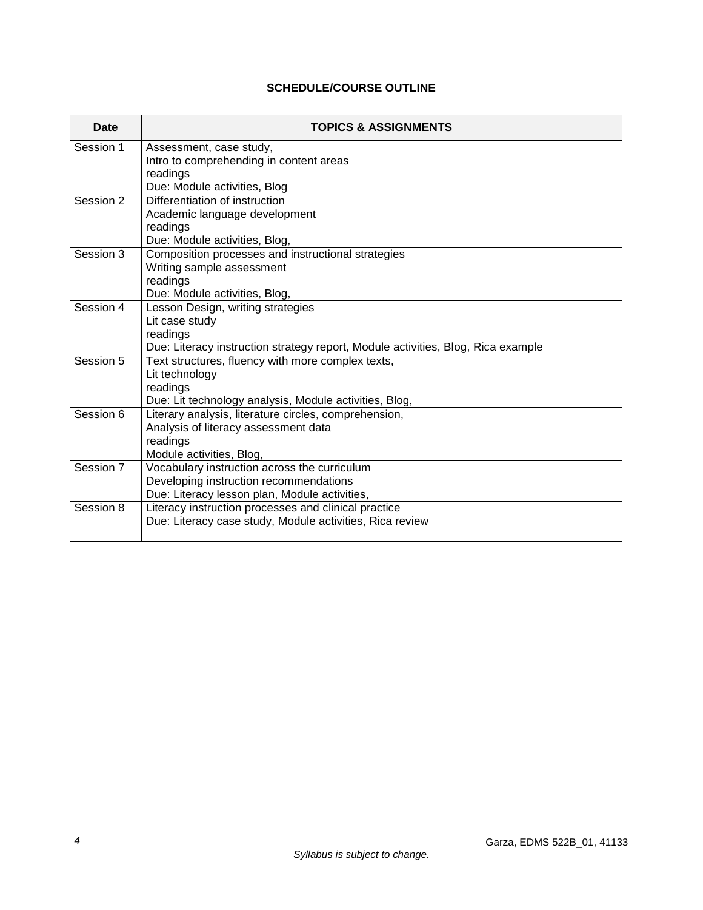## SCHEDULE/COURSE OUTLINE

| Date | TOPICS & ASSIGNMENTS |
| --- | --- |
| Session 1 | Assessment, case study,<br>Intro to comprehending in content areas<br>readings<br>Due: Module activities, Blog |
| Session 2 | Differentiation of instruction<br>Academic language development<br>readings<br>Due: Module activities, Blog, |
| Session 3 | Composition processes and instructional strategies<br>Writing sample assessment<br>readings<br>Due: Module activities, Blog, |
| Session 4 | Lesson Design, writing strategies<br>Lit case study<br>readings<br>Due: Literacy instruction strategy report, Module activities, Blog, Rica example |
| Session 5 | Text structures, fluency with more complex texts,<br>Lit technology<br>readings<br>Due: Lit technology analysis, Module activities, Blog, |
| Session 6 | Literary analysis, literature circles, comprehension,<br>Analysis of literacy assessment data<br>readings<br>Module activities, Blog, |
| Session 7 | Vocabulary instruction across the curriculum<br>Developing instruction recommendations<br>Due: Literacy lesson plan, Module activities, |
| Session 8 | Literacy instruction processes and clinical practice<br>Due: Literacy case study, Module activities, Rica review |

*Syllabus is subject to change.*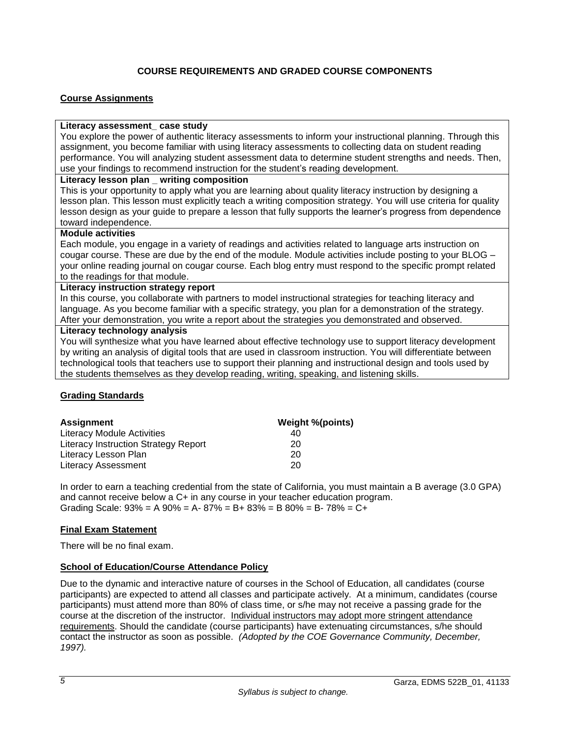## COURSE REQUIREMENTS AND GRADED COURSE COMPONENTS

### Course Assignments

**Literacy assessment_ case study**
You explore the power of authentic literacy assessments to inform your instructional planning. Through this assignment, you become familiar with using literacy assessments to collecting data on student reading performance. You will analyzing student assessment data to determine student strengths and needs. Then, use your findings to recommend instruction for the student's reading development.

**Literacy lesson plan _ writing composition**
This is your opportunity to apply what you are learning about quality literacy instruction by designing a lesson plan. This lesson must explicitly teach a writing composition strategy. You will use criteria for quality lesson design as your guide to prepare a lesson that fully supports the learner's progress from dependence toward independence.

**Module activities**
Each module, you engage in a variety of readings and activities related to language arts instruction on cougar course. These are due by the end of the module. Module activities include posting to your BLOG – your online reading journal on cougar course. Each blog entry must respond to the specific prompt related to the readings for that module.

**Literacy instruction strategy report**
In this course, you collaborate with partners to model instructional strategies for teaching literacy and language. As you become familiar with a specific strategy, you plan for a demonstration of the strategy. After your demonstration, you write a report about the strategies you demonstrated and observed.

**Literacy technology analysis**
You will synthesize what you have learned about effective technology use to support literacy development by writing an analysis of digital tools that are used in classroom instruction. You will differentiate between technological tools that teachers use to support their planning and instructional design and tools used by the students themselves as they develop reading, writing, speaking, and listening skills.

### Grading Standards

| Assignment | Weight %(points) |
|---|---|
| Literacy Module Activities | 40 |
| Literacy Instruction Strategy Report | 20 |
| Literacy Lesson Plan | 20 |
| Literacy Assessment | 20 |

In order to earn a teaching credential from the state of California, you must maintain a B average (3.0 GPA) and cannot receive below a C+ in any course in your teacher education program.
Grading Scale: 93% = A 90% = A- 87% = B+ 83% = B 80% = B- 78% = C+

### Final Exam Statement

There will be no final exam.

### School of Education/Course Attendance Policy

Due to the dynamic and interactive nature of courses in the School of Education, all candidates (course participants) are expected to attend all classes and participate actively. At a minimum, candidates (course participants) must attend more than 80% of class time, or s/he may not receive a passing grade for the course at the discretion of the instructor. Individual instructors may adopt more stringent attendance requirements. Should the candidate (course participants) have extenuating circumstances, s/he should contact the instructor as soon as possible. *(Adopted by the COE Governance Community, December, 1997).*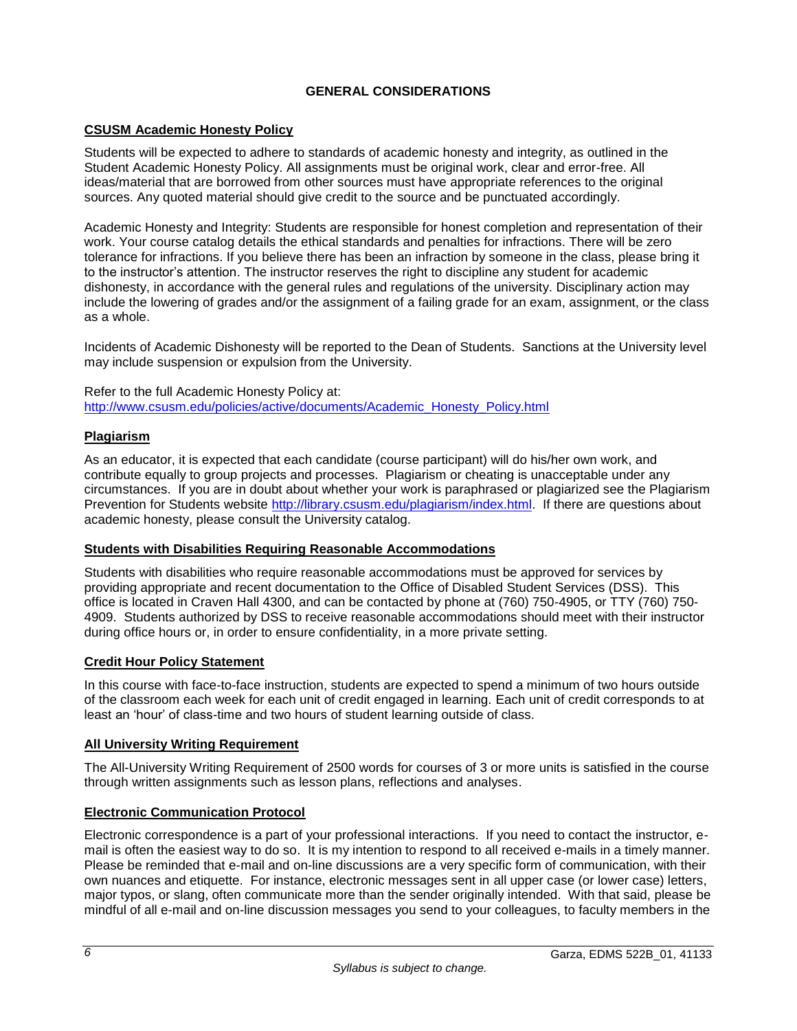## GENERAL CONSIDERATIONS

### CSUSM Academic Honesty Policy

Students will be expected to adhere to standards of academic honesty and integrity, as outlined in the Student Academic Honesty Policy. All assignments must be original work, clear and error-free. All ideas/material that are borrowed from other sources must have appropriate references to the original sources. Any quoted material should give credit to the source and be punctuated accordingly.

Academic Honesty and Integrity: Students are responsible for honest completion and representation of their work. Your course catalog details the ethical standards and penalties for infractions. There will be zero tolerance for infractions. If you believe there has been an infraction by someone in the class, please bring it to the instructor's attention. The instructor reserves the right to discipline any student for academic dishonesty, in accordance with the general rules and regulations of the university. Disciplinary action may include the lowering of grades and/or the assignment of a failing grade for an exam, assignment, or the class as a whole.

Incidents of Academic Dishonesty will be reported to the Dean of Students. Sanctions at the University level may include suspension or expulsion from the University.

Refer to the full Academic Honesty Policy at:
http://www.csusm.edu/policies/active/documents/Academic_Honesty_Policy.html

### Plagiarism

As an educator, it is expected that each candidate (course participant) will do his/her own work, and contribute equally to group projects and processes. Plagiarism or cheating is unacceptable under any circumstances. If you are in doubt about whether your work is paraphrased or plagiarized see the Plagiarism Prevention for Students website http://library.csusm.edu/plagiarism/index.html. If there are questions about academic honesty, please consult the University catalog.

### Students with Disabilities Requiring Reasonable Accommodations

Students with disabilities who require reasonable accommodations must be approved for services by providing appropriate and recent documentation to the Office of Disabled Student Services (DSS). This office is located in Craven Hall 4300, and can be contacted by phone at (760) 750-4905, or TTY (760) 750-4909. Students authorized by DSS to receive reasonable accommodations should meet with their instructor during office hours or, in order to ensure confidentiality, in a more private setting.

### Credit Hour Policy Statement

In this course with face-to-face instruction, students are expected to spend a minimum of two hours outside of the classroom each week for each unit of credit engaged in learning. Each unit of credit corresponds to at least an 'hour' of class-time and two hours of student learning outside of class.

### All University Writing Requirement

The All-University Writing Requirement of 2500 words for courses of 3 or more units is satisfied in the course through written assignments such as lesson plans, reflections and analyses.

### Electronic Communication Protocol

Electronic correspondence is a part of your professional interactions. If you need to contact the instructor, e-mail is often the easiest way to do so. It is my intention to respond to all received e-mails in a timely manner. Please be reminded that e-mail and on-line discussions are a very specific form of communication, with their own nuances and etiquette. For instance, electronic messages sent in all upper case (or lower case) letters, major typos, or slang, often communicate more than the sender originally intended. With that said, please be mindful of all e-mail and on-line discussion messages you send to your colleagues, to faculty members in the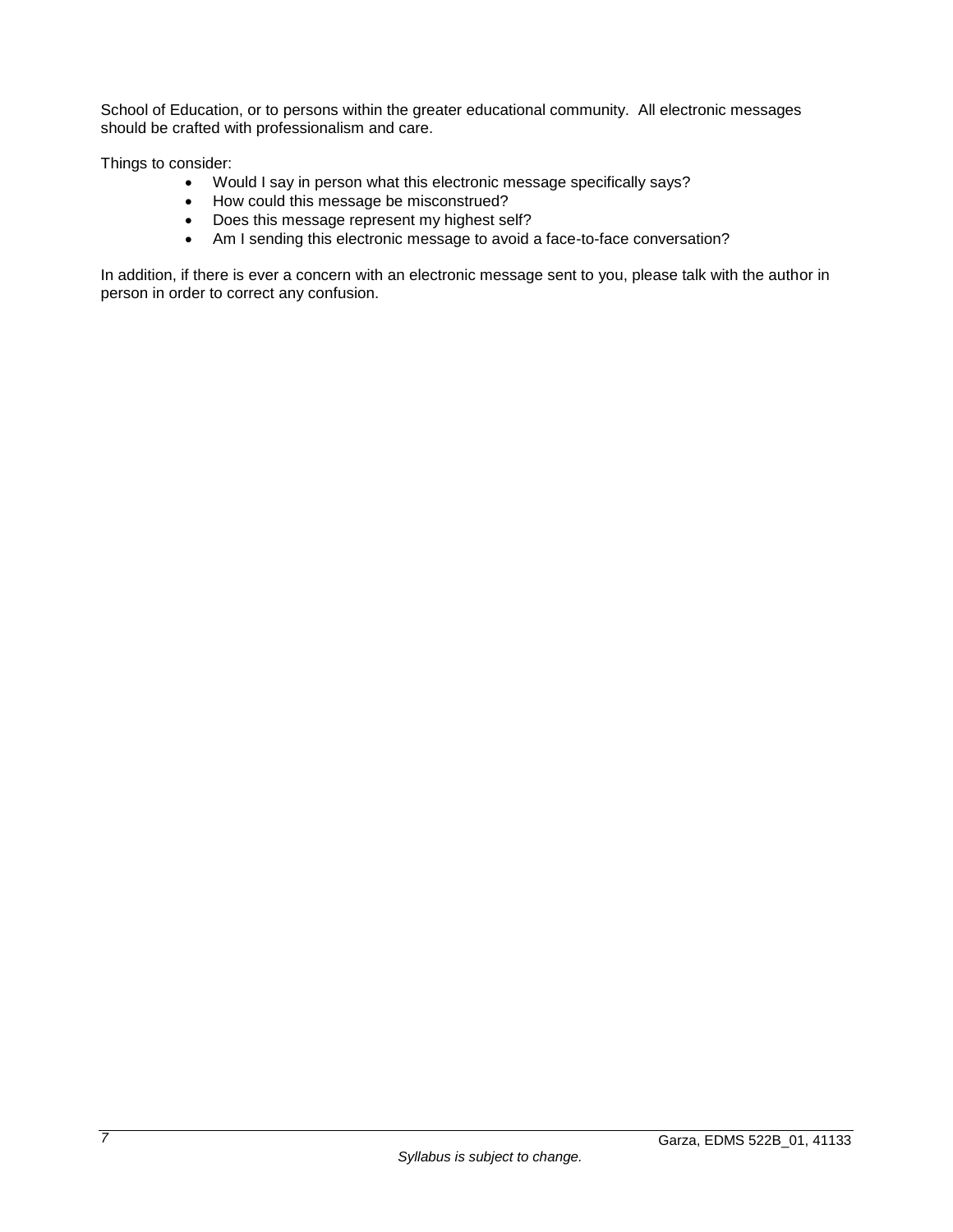School of Education, or to persons within the greater educational community. All electronic messages should be crafted with professionalism and care.

Things to consider:

- Would I say in person what this electronic message specifically says?
- How could this message be misconstrued?
- Does this message represent my highest self?
- Am I sending this electronic message to avoid a face-to-face conversation?

In addition, if there is ever a concern with an electronic message sent to you, please talk with the author in person in order to correct any confusion.